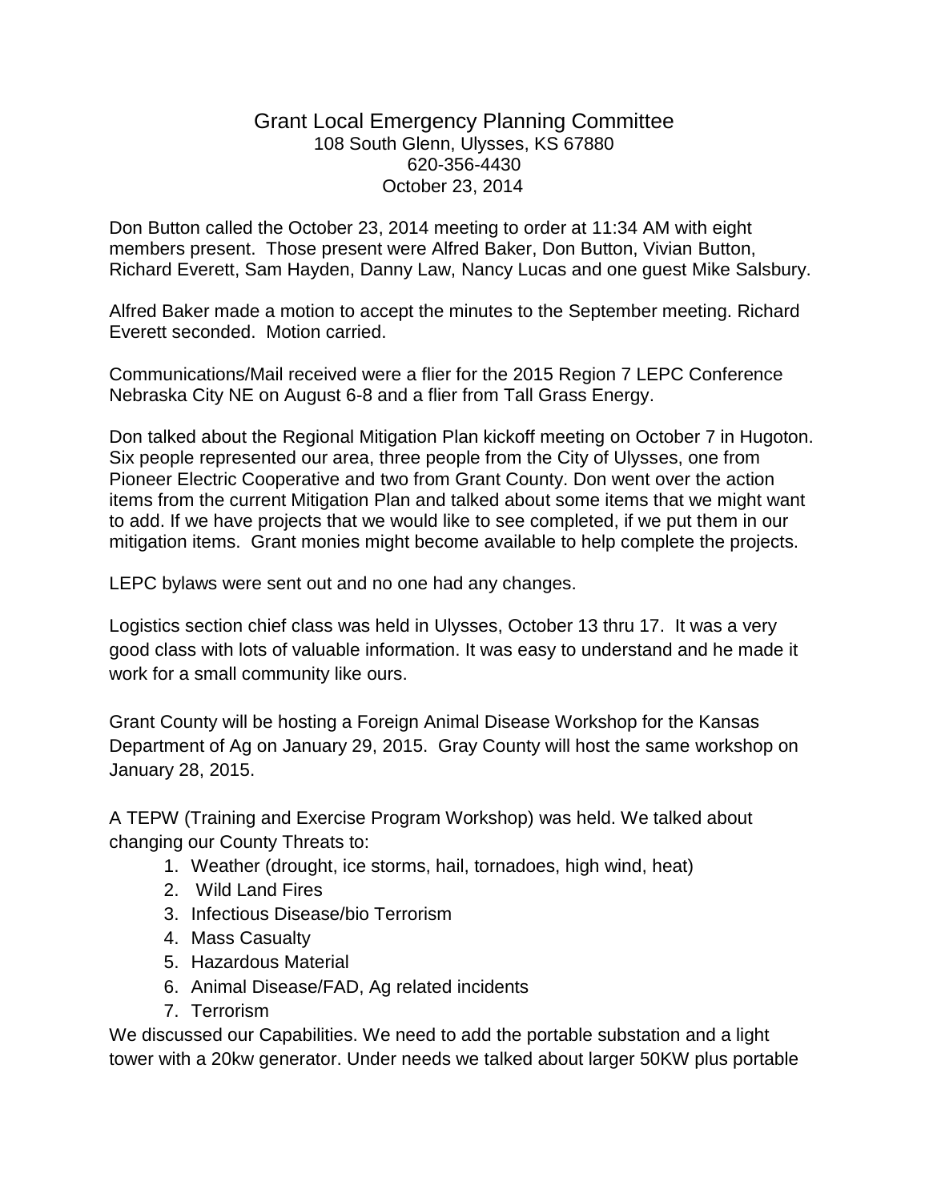# Grant Local Emergency Planning Committee

108 South Glenn, Ulysses, KS 67880
620-356-4430
October 23, 2014

Don Button called the October 23, 2014 meeting to order at 11:34 AM with eight members present. Those present were Alfred Baker, Don Button, Vivian Button, Richard Everett, Sam Hayden, Danny Law, Nancy Lucas and one guest Mike Salsbury.

Alfred Baker made a motion to accept the minutes to the September meeting. Richard Everett seconded. Motion carried.

Communications/Mail received were a flier for the 2015 Region 7 LEPC Conference Nebraska City NE on August 6-8 and a flier from Tall Grass Energy.

Don talked about the Regional Mitigation Plan kickoff meeting on October 7 in Hugoton. Six people represented our area, three people from the City of Ulysses, one from Pioneer Electric Cooperative and two from Grant County. Don went over the action items from the current Mitigation Plan and talked about some items that we might want to add. If we have projects that we would like to see completed, if we put them in our mitigation items. Grant monies might become available to help complete the projects.

LEPC bylaws were sent out and no one had any changes.

Logistics section chief class was held in Ulysses, October 13 thru 17. It was a very good class with lots of valuable information. It was easy to understand and he made it work for a small community like ours.

Grant County will be hosting a Foreign Animal Disease Workshop for the Kansas Department of Ag on January 29, 2015. Gray County will host the same workshop on January 28, 2015.

A TEPW (Training and Exercise Program Workshop) was held. We talked about changing our County Threats to:

1. Weather (drought, ice storms, hail, tornadoes, high wind, heat)
2. Wild Land Fires
3. Infectious Disease/bio Terrorism
4. Mass Casualty
5. Hazardous Material
6. Animal Disease/FAD, Ag related incidents
7. Terrorism

We discussed our Capabilities. We need to add the portable substation and a light tower with a 20kw generator. Under needs we talked about larger 50KW plus portable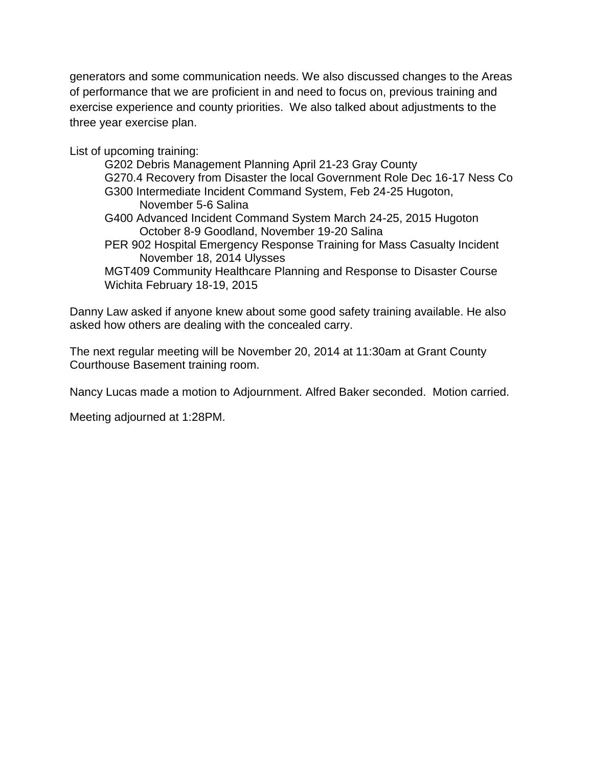generators and some communication needs. We also discussed changes to the Areas of performance that we are proficient in and need to focus on, previous training and exercise experience and county priorities. We also talked about adjustments to the three year exercise plan.

List of upcoming training:

- G202 Debris Management Planning April 21-23 Gray County
- G270.4 Recovery from Disaster the local Government Role Dec 16-17 Ness Co
- G300 Intermediate Incident Command System, Feb 24-25 Hugoton, November 5-6 Salina
- G400 Advanced Incident Command System March 24-25, 2015 Hugoton October 8-9 Goodland, November 19-20 Salina
- PER 902 Hospital Emergency Response Training for Mass Casualty Incident November 18, 2014 Ulysses
- MGT409 Community Healthcare Planning and Response to Disaster Course Wichita February 18-19, 2015

Danny Law asked if anyone knew about some good safety training available. He also asked how others are dealing with the concealed carry.

The next regular meeting will be November 20, 2014 at 11:30am at Grant County Courthouse Basement training room.

Nancy Lucas made a motion to Adjournment. Alfred Baker seconded. Motion carried.

Meeting adjourned at 1:28PM.